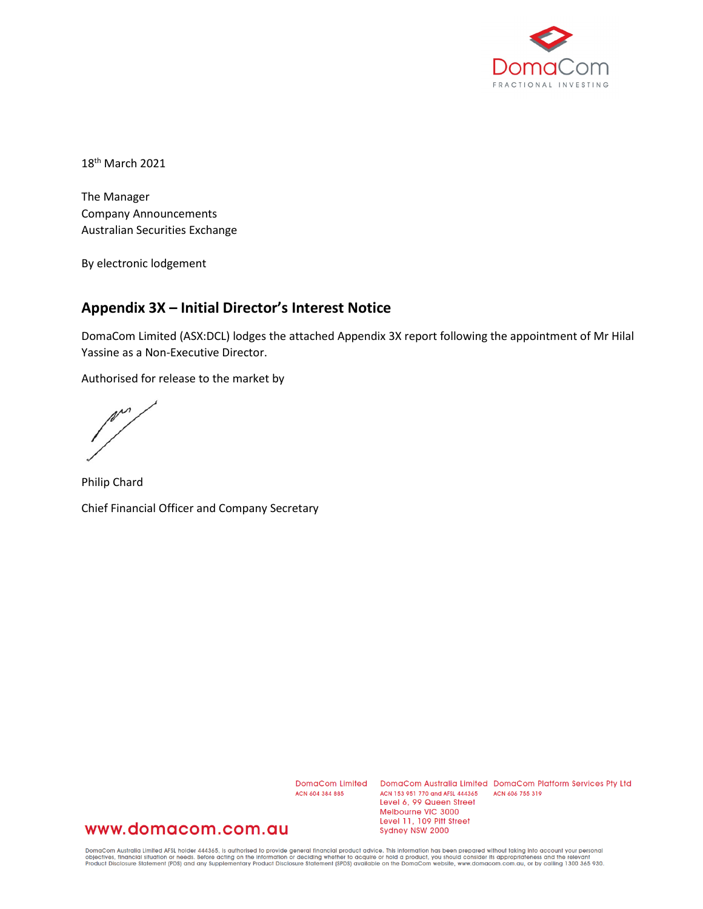18th March 2021

The Manager
Company Announcements
Australian Securities Exchange

By electronic lodgement

## Appendix 3X – Initial Director's Interest Notice

DomaCom Limited (ASX:DCL) lodges the attached Appendix 3X report following the appointment of Mr Hilal Yassine as a Non-Executive Director.

Authorised for release to the market by

Philip Chard

Chief Financial Officer and Company Secretary

DomaCom Limited
ACN 604 384 885

DomaCom Australia Limited
ACN 153 951 770 and AFSL 444365
Level 6, 99 Queen Street
Melbourne VIC 3000
Level 11, 109 Pitt Street
Sydney NSW 2000

DomaCom Platform Services Pty Ltd
ACN 606 755 319

www.domacom.com.au

DomaCom Australia Limited AFSL holder 444365, is authorised to provide general financial product advice. This information has been prepared without taking into account your personal objectives, financial situation or needs. Before acting on the information or deciding whether to acquire or hold a product, you should consider its appropriateness and the relevant Product Disclosure Statement (PDS) and any Supplementary Product Disclosure Statement (SPDS) available on the DomaCom website, www.domacom.com.au, or by calling 1300 365 930.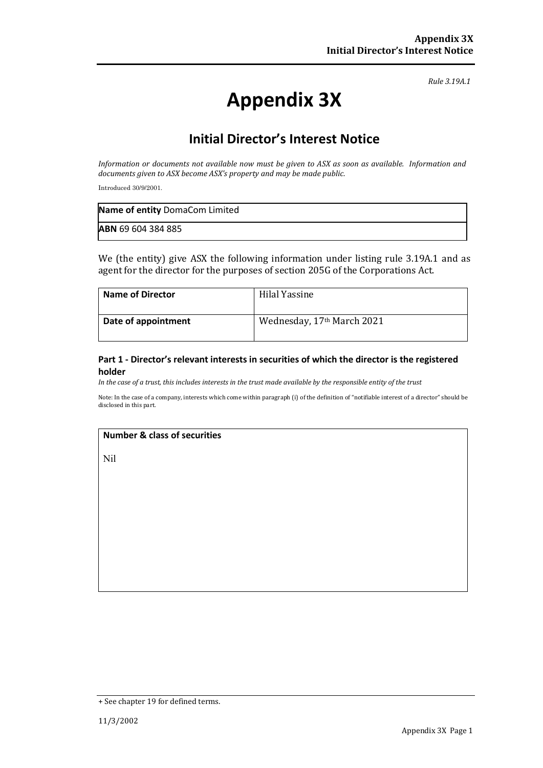*Rule 3.19A.1*

# Appendix 3X

## Initial Director's Interest Notice

*Information or documents not available now must be given to ASX as soon as available. Information and documents given to ASX become ASX's property and may be made public.*

Introduced 30/9/2001.

| **Name of entity** DomaCom Limited |
|---|
| **ABN** 69 604 384 885 |

We (the entity) give ASX the following information under listing rule 3.19A.1 and as agent for the director for the purposes of section 205G of the Corporations Act.

| **Name of Director** | Hilal Yassine |
|---|---|
| **Date of appointment** | Wednesday, 17th March 2021 |

### Part 1 - Director's relevant interests in securities of which the director is the registered holder

*In the case of a trust, this includes interests in the trust made available by the responsible entity of the trust*

Note: In the case of a company, interests which come within paragraph (i) of the definition of "notifiable interest of a director" should be disclosed in this part.

| **Number & class of securities** |
|---|
| Nil |

+ See chapter 19 for defined terms.

11/3/2002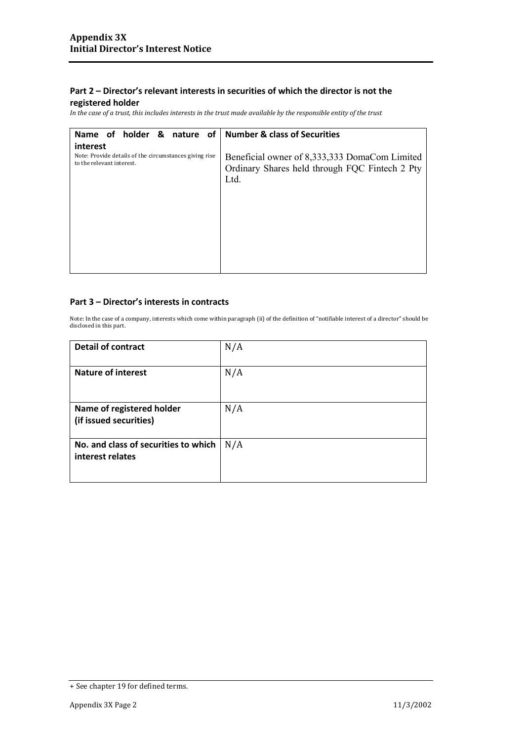## Part 2 – Director's relevant interests in securities of which the director is not the registered holder

*In the case of a trust, this includes interests in the trust made available by the responsible entity of the trust*

| Name of holder & nature of interest<br>Note: Provide details of the circumstances giving rise to the relevant interest. | Number & class of Securities |
|---|---|
| | Beneficial owner of 8,333,333 DomaCom Limited Ordinary Shares held through FQC Fintech 2 Pty Ltd. |

## Part 3 – Director's interests in contracts

Note: In the case of a company, interests which come within paragraph (ii) of the definition of "notifiable interest of a director" should be disclosed in this part.

| | |
|---|---|
| **Detail of contract** | N/A |
| **Nature of interest** | N/A |
| **Name of registered holder (if issued securities)** | N/A |
| **No. and class of securities to which interest relates** | N/A |

+ See chapter 19 for defined terms.